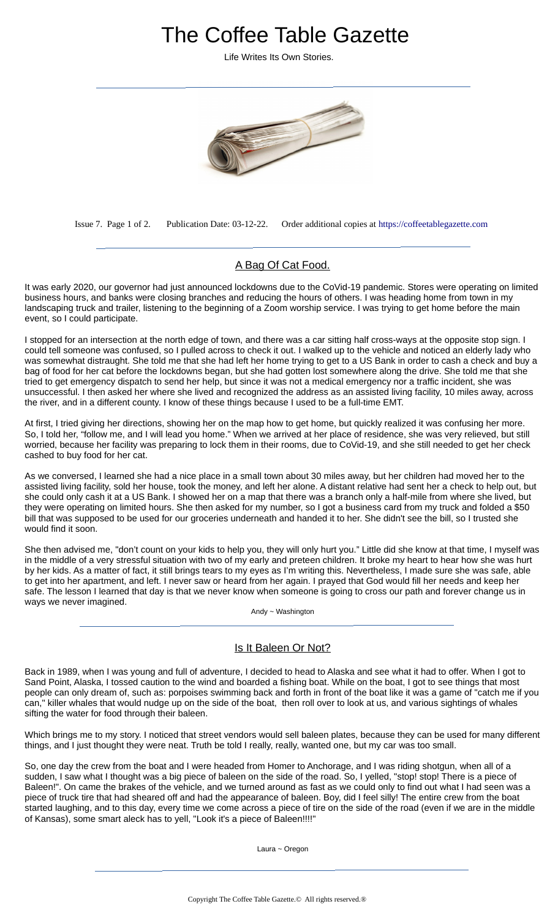# The Coffee Table Gazette

Life Writes Its Own Stories.

Issue 7. Publication Date: 03-12-22. Order additional copies at https://coffeetablegazette.com

## A Bag Of Cat Food.

It was early 2020, our governor had just announced lockdowns due to the CoVid-19 pandemic. Stores were operating on limited business hours, and banks were closing branches and reducing the hours of others. I was heading home from town in my landscaping truck and trailer, listening to the beginning of a Zoom worship service. I was trying to get home before the main event, so I could participate.

I stopped for an intersection at the north edge of town, and there was a car sitting half cross-ways at the opposite stop sign. I could tell someone was confused, so I pulled across to check it out. I walked up to the vehicle and noticed an elderly lady who was somewhat distraught. She told me that she had left her home trying to get to a US Bank in order to cash a check and buy a bag of food for her cat before the lockdowns began, but she had gotten lost somewhere along the drive. She told me that she tried to get emergency dispatch to send her help, but since it was not a medical emergency nor a traffic incident, she was unsuccessful. I then asked her where she lived and recognized the address as an assisted living facility, 10 miles away, across the river, and in a different county. I know of these things because I used to be a full-time EMT.

At first, I tried giving her directions, showing her on the map how to get home, but quickly realized it was confusing her more. So, I told her, "follow me, and I will lead you home." When we arrived at her place of residence, she was very relieved, but still worried, because her facility was preparing to lock them in their rooms, due to CoVid-19, and she still needed to get her check cashed to buy food for her cat.

As we conversed, I learned she had a nice place in a small town about 30 miles away, but her children had moved her to the assisted living facility, sold her house, took the money, and left her alone. A distant relative had sent her a check to help out, but she could only cash it at a US Bank. I showed her on a map that there was a branch only a half-mile from where she lived, but they were operating on limited hours. She then asked for my number, so I got a business card from my truck and folded a $50 bill that was supposed to be used for our groceries underneath and handed it to her. She didn't see the bill, so I trusted she would find it soon.

She then advised me, "don't count on your kids to help you, they will only hurt you." Little did she know at that time, I myself was in the middle of a very stressful situation with two of my early and preteen children. It broke my heart to hear how she was hurt by her kids. As a matter of fact, it still brings tears to my eyes as I'm writing this. Nevertheless, I made sure she was safe, able to get into her apartment, and left. I never saw or heard from her again. I prayed that God would fill her needs and keep her safe. The lesson I learned that day is that we never know when someone is going to cross our path and forever change us in ways we never imagined.

Andy ~ Washington

## Is It Baleen Or Not?

Back in 1989, when I was young and full of adventure, I decided to head to Alaska and see what it had to offer. When I got to Sand Point, Alaska, I tossed caution to the wind and boarded a fishing boat. While on the boat, I got to see things that most people can only dream of, such as: porpoises swimming back and forth in front of the boat like it was a game of "catch me if you can," killer whales that would nudge up on the side of the boat, then roll over to look at us, and various sightings of whales sifting the water for food through their baleen.

Which brings me to my story. I noticed that street vendors would sell baleen plates, because they can be used for many different things, and I just thought they were neat. Truth be told I really, really, wanted one, but my car was too small.

So, one day the crew from the boat and I were headed from Homer to Anchorage, and I was riding shotgun, when all of a sudden, I saw what I thought was a big piece of baleen on the side of the road. So, I yelled, "stop! stop! There is a piece of Baleen!". On came the brakes of the vehicle, and we turned around as fast as we could only to find out what I had seen was a piece of truck tire that had sheared off and had the appearance of baleen. Boy, did I feel silly! The entire crew from the boat started laughing, and to this day, every time we come across a piece of tire on the side of the road (even if we are in the middle of Kansas), some smart aleck has to yell, "Look it's a piece of Baleen!!!!"

Laura ~ Oregon

Copyright The Coffee Table Gazette.© All rights reserved.®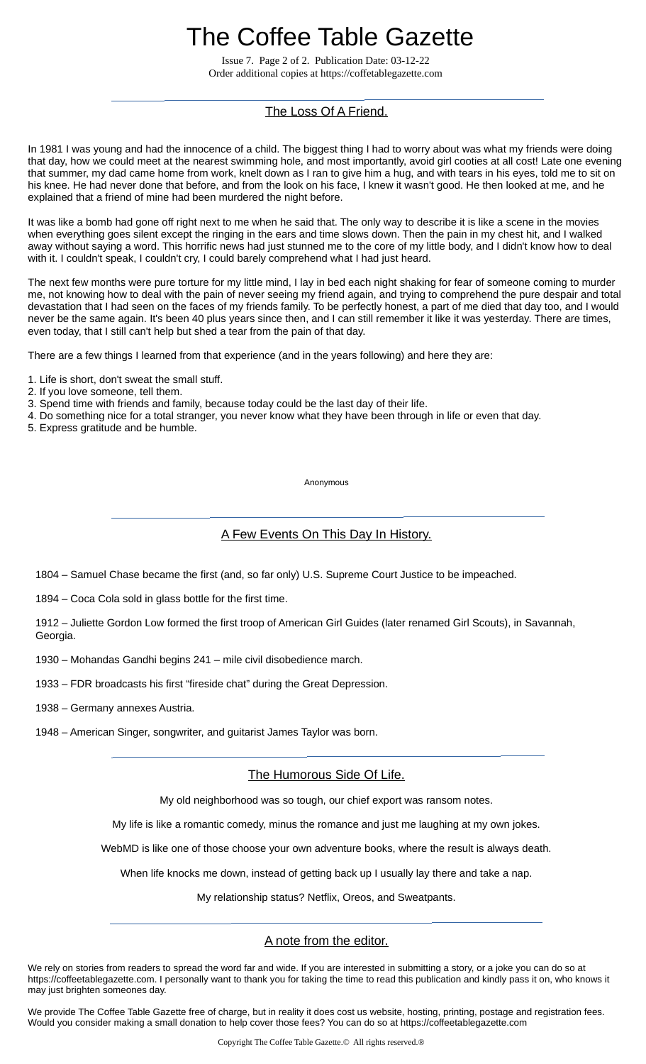# The Coffee Table Gazette

Issue 7. Page 2 of 2. Publication Date: 03-12-22
Order additional copies at https://coffetablegazette.com

## The Loss Of A Friend.

In 1981 I was young and had the innocence of a child. The biggest thing I had to worry about was what my friends were doing that day, how we could meet at the nearest swimming hole, and most importantly, avoid girl cooties at all cost! Late one evening that summer, my dad came home from work, knelt down as I ran to give him a hug, and with tears in his eyes, told me to sit on his knee. He had never done that before, and from the look on his face, I knew it wasn't good. He then looked at me, and he explained that a friend of mine had been murdered the night before.

It was like a bomb had gone off right next to me when he said that. The only way to describe it is like a scene in the movies when everything goes silent except the ringing in the ears and time slows down. Then the pain in my chest hit, and I walked away without saying a word. This horrific news had just stunned me to the core of my little body, and I didn't know how to deal with it. I couldn't speak, I couldn't cry, I could barely comprehend what I had just heard.

The next few months were pure torture for my little mind, I lay in bed each night shaking for fear of someone coming to murder me, not knowing how to deal with the pain of never seeing my friend again, and trying to comprehend the pure despair and total devastation that I had seen on the faces of my friends family. To be perfectly honest, a part of me died that day too, and I would never be the same again. It's been 40 plus years since then, and I can still remember it like it was yesterday. There are times, even today, that I still can't help but shed a tear from the pain of that day.

There are a few things I learned from that experience (and in the years following) and here they are:

1. Life is short, don't sweat the small stuff.
2. If you love someone, tell them.
3. Spend time with friends and family, because today could be the last day of their life.
4. Do something nice for a total stranger, you never know what they have been through in life or even that day.
5. Express gratitude and be humble.

Anonymous

## A Few Events On This Day In History.

1804 – Samuel Chase became the first (and, so far only) U.S. Supreme Court Justice to be impeached.

1894 – Coca Cola sold in glass bottle for the first time.

1912 – Juliette Gordon Low formed the first troop of American Girl Guides (later renamed Girl Scouts), in Savannah, Georgia.

1930 – Mohandas Gandhi begins 241 – mile civil disobedience march.

1933 – FDR broadcasts his first "fireside chat" during the Great Depression.

1938 – Germany annexes Austria.

1948 – American Singer, songwriter, and guitarist James Taylor was born.

## The Humorous Side Of Life.

My old neighborhood was so tough, our chief export was ransom notes.

My life is like a romantic comedy, minus the romance and just me laughing at my own jokes.

WebMD is like one of those choose your own adventure books, where the result is always death.

When life knocks me down, instead of getting back up I usually lay there and take a nap.

My relationship status? Netflix, Oreos, and Sweatpants.

## A note from the editor.

We rely on stories from readers to spread the word far and wide. If you are interested in submitting a story, or a joke you can do so at https://coffeetablegazette.com. I personally want to thank you for taking the time to read this publication and kindly pass it on, who knows it may just brighten someones day.

We provide The Coffee Table Gazette free of charge, but in reality it does cost us website, hosting, printing, postage and registration fees. Would you consider making a small donation to help cover those fees? You can do so at https://coffeetablegazette.com

Copyright The Coffee Table Gazette.© All rights reserved.®